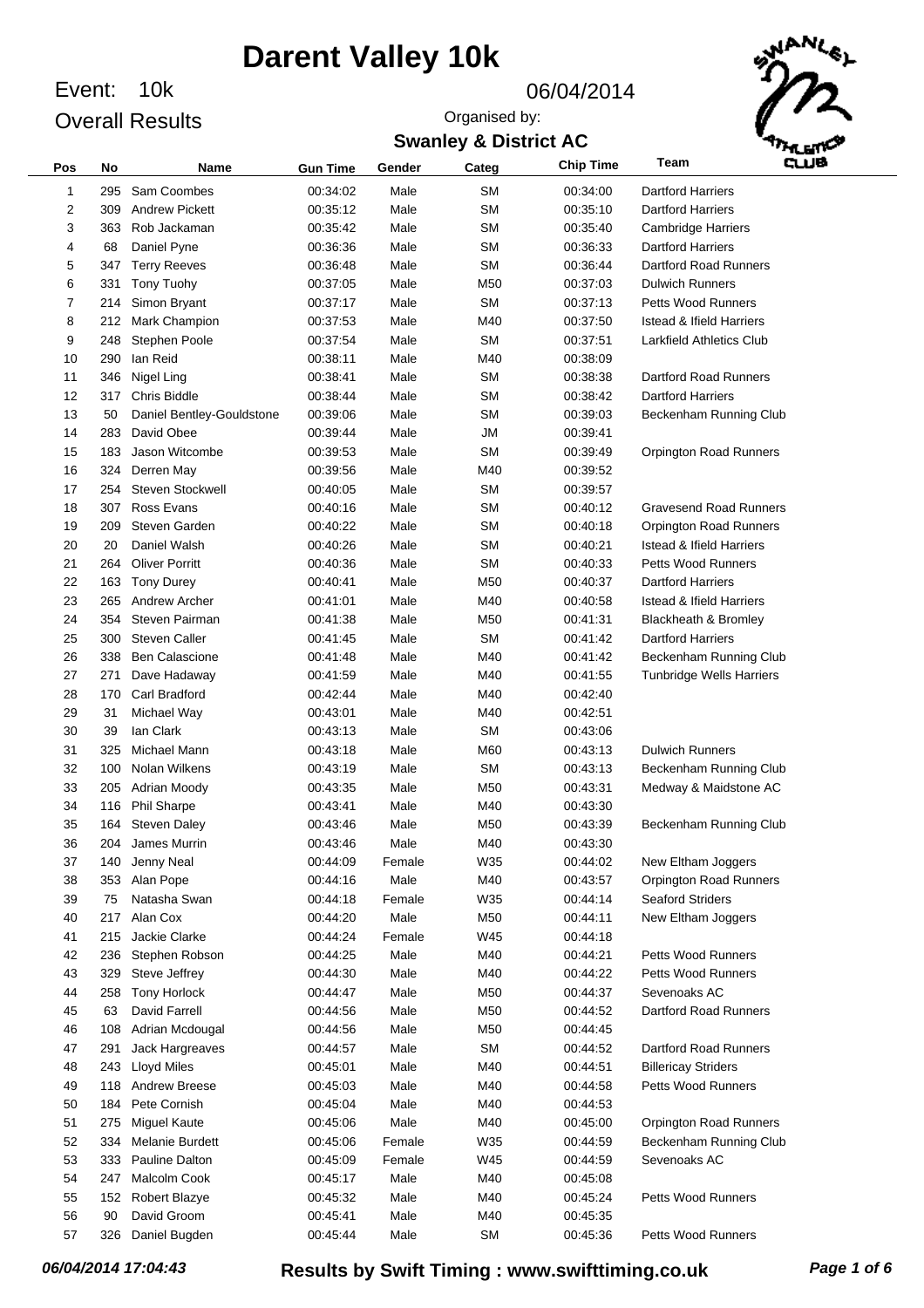# Darent Valley 10k

Event: 10k

Overall Results

06/04/2014

Organised by:

**Swanley & District AC**

| Pos | No | Name | Gun Time | Gender | Categ | Chip Time | Team |
|---|---|---|---|---|---|---|---|
| 1 | 295 | Sam Coombes | 00:34:02 | Male | SM | 00:34:00 | Dartford Harriers |
| 2 | 309 | Andrew Pickett | 00:35:12 | Male | SM | 00:35:10 | Dartford Harriers |
| 3 | 363 | Rob Jackaman | 00:35:42 | Male | SM | 00:35:40 | Cambridge Harriers |
| 4 | 68 | Daniel Pyne | 00:36:36 | Male | SM | 00:36:33 | Dartford Harriers |
| 5 | 347 | Terry Reeves | 00:36:48 | Male | SM | 00:36:44 | Dartford Road Runners |
| 6 | 331 | Tony Tuohy | 00:37:05 | Male | M50 | 00:37:03 | Dulwich Runners |
| 7 | 214 | Simon Bryant | 00:37:17 | Male | SM | 00:37:13 | Petts Wood Runners |
| 8 | 212 | Mark Champion | 00:37:53 | Male | M40 | 00:37:50 | Istead & Ifield Harriers |
| 9 | 248 | Stephen Poole | 00:37:54 | Male | SM | 00:37:51 | Larkfield Athletics Club |
| 10 | 290 | Ian Reid | 00:38:11 | Male | M40 | 00:38:09 | |
| 11 | 346 | Nigel Ling | 00:38:41 | Male | SM | 00:38:38 | Dartford Road Runners |
| 12 | 317 | Chris Biddle | 00:38:44 | Male | SM | 00:38:42 | Dartford Harriers |
| 13 | 50 | Daniel Bentley-Gouldstone | 00:39:06 | Male | SM | 00:39:03 | Beckenham Running Club |
| 14 | 283 | David Obee | 00:39:44 | Male | JM | 00:39:41 | |
| 15 | 183 | Jason Witcombe | 00:39:53 | Male | SM | 00:39:49 | Orpington Road Runners |
| 16 | 324 | Derren May | 00:39:56 | Male | M40 | 00:39:52 | |
| 17 | 254 | Steven Stockwell | 00:40:05 | Male | SM | 00:39:57 | |
| 18 | 307 | Ross Evans | 00:40:16 | Male | SM | 00:40:12 | Gravesend Road Runners |
| 19 | 209 | Steven Garden | 00:40:22 | Male | SM | 00:40:18 | Orpington Road Runners |
| 20 | 20 | Daniel Walsh | 00:40:26 | Male | SM | 00:40:21 | Istead & Ifield Harriers |
| 21 | 264 | Oliver Porritt | 00:40:36 | Male | SM | 00:40:33 | Petts Wood Runners |
| 22 | 163 | Tony Durey | 00:40:41 | Male | M50 | 00:40:37 | Dartford Harriers |
| 23 | 265 | Andrew Archer | 00:41:01 | Male | M40 | 00:40:58 | Istead & Ifield Harriers |
| 24 | 354 | Steven Pairman | 00:41:38 | Male | M50 | 00:41:31 | Blackheath & Bromley |
| 25 | 300 | Steven Caller | 00:41:45 | Male | SM | 00:41:42 | Dartford Harriers |
| 26 | 338 | Ben Calascione | 00:41:48 | Male | M40 | 00:41:42 | Beckenham Running Club |
| 27 | 271 | Dave Hadaway | 00:41:59 | Male | M40 | 00:41:55 | Tunbridge Wells Harriers |
| 28 | 170 | Carl Bradford | 00:42:44 | Male | M40 | 00:42:40 | |
| 29 | 31 | Michael Way | 00:43:01 | Male | M40 | 00:42:51 | |
| 30 | 39 | Ian Clark | 00:43:13 | Male | SM | 00:43:06 | |
| 31 | 325 | Michael Mann | 00:43:18 | Male | M60 | 00:43:13 | Dulwich Runners |
| 32 | 100 | Nolan Wilkens | 00:43:19 | Male | SM | 00:43:13 | Beckenham Running Club |
| 33 | 205 | Adrian Moody | 00:43:35 | Male | M50 | 00:43:31 | Medway & Maidstone AC |
| 34 | 116 | Phil Sharpe | 00:43:41 | Male | M40 | 00:43:30 | |
| 35 | 164 | Steven Daley | 00:43:46 | Male | M50 | 00:43:39 | Beckenham Running Club |
| 36 | 204 | James Murrin | 00:43:46 | Male | M40 | 00:43:30 | |
| 37 | 140 | Jenny Neal | 00:44:09 | Female | W35 | 00:44:02 | New Eltham Joggers |
| 38 | 353 | Alan Pope | 00:44:16 | Male | M40 | 00:43:57 | Orpington Road Runners |
| 39 | 75 | Natasha Swan | 00:44:18 | Female | W35 | 00:44:14 | Seaford Striders |
| 40 | 217 | Alan Cox | 00:44:20 | Male | M50 | 00:44:11 | New Eltham Joggers |
| 41 | 215 | Jackie Clarke | 00:44:24 | Female | W45 | 00:44:18 | |
| 42 | 236 | Stephen Robson | 00:44:25 | Male | M40 | 00:44:21 | Petts Wood Runners |
| 43 | 329 | Steve Jeffrey | 00:44:30 | Male | M40 | 00:44:22 | Petts Wood Runners |
| 44 | 258 | Tony Horlock | 00:44:47 | Male | M50 | 00:44:37 | Sevenoaks AC |
| 45 | 63 | David Farrell | 00:44:56 | Male | M50 | 00:44:52 | Dartford Road Runners |
| 46 | 108 | Adrian Mcdougal | 00:44:56 | Male | M50 | 00:44:45 | |
| 47 | 291 | Jack Hargreaves | 00:44:57 | Male | SM | 00:44:52 | Dartford Road Runners |
| 48 | 243 | Lloyd Miles | 00:45:01 | Male | M40 | 00:44:51 | Billericay Striders |
| 49 | 118 | Andrew Breese | 00:45:03 | Male | M40 | 00:44:58 | Petts Wood Runners |
| 50 | 184 | Pete Cornish | 00:45:04 | Male | M40 | 00:44:53 | |
| 51 | 275 | Miguel Kaute | 00:45:06 | Male | M40 | 00:45:00 | Orpington Road Runners |
| 52 | 334 | Melanie Burdett | 00:45:06 | Female | W35 | 00:44:59 | Beckenham Running Club |
| 53 | 333 | Pauline Dalton | 00:45:09 | Female | W45 | 00:44:59 | Sevenoaks AC |
| 54 | 247 | Malcolm Cook | 00:45:17 | Male | M40 | 00:45:08 | |
| 55 | 152 | Robert Blazye | 00:45:32 | Male | M40 | 00:45:24 | Petts Wood Runners |
| 56 | 90 | David Groom | 00:45:41 | Male | M40 | 00:45:35 | |
| 57 | 326 | Daniel Bugden | 00:45:44 | Male | SM | 00:45:36 | Petts Wood Runners |

06/04/2014 17:04:43 — **Results by Swift Timing : www.swifttiming.co.uk**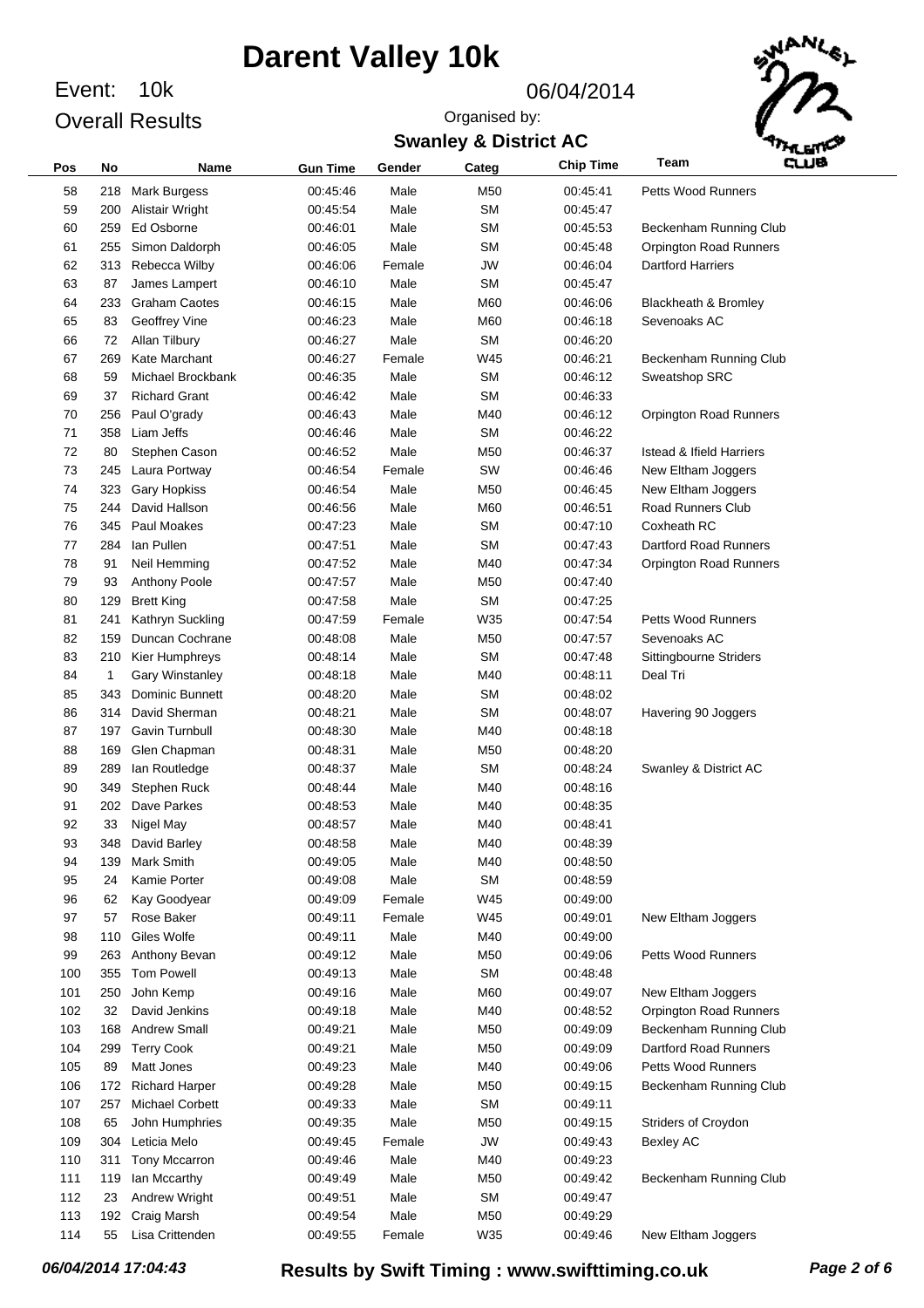# Darent Valley 10k

Event: 10k

Overall Results

06/04/2014

Organised by:

**Swanley & District AC**

| Pos | No | Name | Gun Time | Gender | Categ | Chip Time | Team |
|---|---|---|---|---|---|---|---|
| 58 | 218 | Mark Burgess | 00:45:46 | Male | M50 | 00:45:41 | Petts Wood Runners |
| 59 | 200 | Alistair Wright | 00:45:54 | Male | SM | 00:45:47 | |
| 60 | 259 | Ed Osborne | 00:46:01 | Male | SM | 00:45:53 | Beckenham Running Club |
| 61 | 255 | Simon Daldorph | 00:46:05 | Male | SM | 00:45:48 | Orpington Road Runners |
| 62 | 313 | Rebecca Wilby | 00:46:06 | Female | JW | 00:46:04 | Dartford Harriers |
| 63 | 87 | James Lampert | 00:46:10 | Male | SM | 00:45:47 | |
| 64 | 233 | Graham Caotes | 00:46:15 | Male | M60 | 00:46:06 | Blackheath & Bromley |
| 65 | 83 | Geoffrey Vine | 00:46:23 | Male | M60 | 00:46:18 | Sevenoaks AC |
| 66 | 72 | Allan Tilbury | 00:46:27 | Male | SM | 00:46:20 | |
| 67 | 269 | Kate Marchant | 00:46:27 | Female | W45 | 00:46:21 | Beckenham Running Club |
| 68 | 59 | Michael Brockbank | 00:46:35 | Male | SM | 00:46:12 | Sweatshop SRC |
| 69 | 37 | Richard Grant | 00:46:42 | Male | SM | 00:46:33 | |
| 70 | 256 | Paul O'grady | 00:46:43 | Male | M40 | 00:46:12 | Orpington Road Runners |
| 71 | 358 | Liam Jeffs | 00:46:46 | Male | SM | 00:46:22 | |
| 72 | 80 | Stephen Cason | 00:46:52 | Male | M50 | 00:46:37 | Istead & Ifield Harriers |
| 73 | 245 | Laura Portway | 00:46:54 | Female | SW | 00:46:46 | New Eltham Joggers |
| 74 | 323 | Gary Hopkiss | 00:46:54 | Male | M50 | 00:46:45 | New Eltham Joggers |
| 75 | 244 | David Hallson | 00:46:56 | Male | M60 | 00:46:51 | Road Runners Club |
| 76 | 345 | Paul Moakes | 00:47:23 | Male | SM | 00:47:10 | Coxheath RC |
| 77 | 284 | Ian Pullen | 00:47:51 | Male | SM | 00:47:43 | Dartford Road Runners |
| 78 | 91 | Neil Hemming | 00:47:52 | Male | M40 | 00:47:34 | Orpington Road Runners |
| 79 | 93 | Anthony Poole | 00:47:57 | Male | M50 | 00:47:40 | |
| 80 | 129 | Brett King | 00:47:58 | Male | SM | 00:47:25 | |
| 81 | 241 | Kathryn Suckling | 00:47:59 | Female | W35 | 00:47:54 | Petts Wood Runners |
| 82 | 159 | Duncan Cochrane | 00:48:08 | Male | M50 | 00:47:57 | Sevenoaks AC |
| 83 | 210 | Kier Humphreys | 00:48:14 | Male | SM | 00:47:48 | Sittingbourne Striders |
| 84 | 1 | Gary Winstanley | 00:48:18 | Male | M40 | 00:48:11 | Deal Tri |
| 85 | 343 | Dominic Bunnett | 00:48:20 | Male | SM | 00:48:02 | |
| 86 | 314 | David Sherman | 00:48:21 | Male | SM | 00:48:07 | Havering 90 Joggers |
| 87 | 197 | Gavin Turnbull | 00:48:30 | Male | M40 | 00:48:18 | |
| 88 | 169 | Glen Chapman | 00:48:31 | Male | M50 | 00:48:20 | |
| 89 | 289 | Ian Routledge | 00:48:37 | Male | SM | 00:48:24 | Swanley & District AC |
| 90 | 349 | Stephen Ruck | 00:48:44 | Male | M40 | 00:48:16 | |
| 91 | 202 | Dave Parkes | 00:48:53 | Male | M40 | 00:48:35 | |
| 92 | 33 | Nigel May | 00:48:57 | Male | M40 | 00:48:41 | |
| 93 | 348 | David Barley | 00:48:58 | Male | M40 | 00:48:39 | |
| 94 | 139 | Mark Smith | 00:49:05 | Male | M40 | 00:48:50 | |
| 95 | 24 | Kamie Porter | 00:49:08 | Male | SM | 00:48:59 | |
| 96 | 62 | Kay Goodyear | 00:49:09 | Female | W45 | 00:49:00 | |
| 97 | 57 | Rose Baker | 00:49:11 | Female | W45 | 00:49:01 | New Eltham Joggers |
| 98 | 110 | Giles Wolfe | 00:49:11 | Male | M40 | 00:49:00 | |
| 99 | 263 | Anthony Bevan | 00:49:12 | Male | M50 | 00:49:06 | Petts Wood Runners |
| 100 | 355 | Tom Powell | 00:49:13 | Male | SM | 00:48:48 | |
| 101 | 250 | John Kemp | 00:49:16 | Male | M60 | 00:49:07 | New Eltham Joggers |
| 102 | 32 | David Jenkins | 00:49:18 | Male | M40 | 00:48:52 | Orpington Road Runners |
| 103 | 168 | Andrew Small | 00:49:21 | Male | M50 | 00:49:09 | Beckenham Running Club |
| 104 | 299 | Terry Cook | 00:49:21 | Male | M50 | 00:49:09 | Dartford Road Runners |
| 105 | 89 | Matt Jones | 00:49:23 | Male | M40 | 00:49:06 | Petts Wood Runners |
| 106 | 172 | Richard Harper | 00:49:28 | Male | M50 | 00:49:15 | Beckenham Running Club |
| 107 | 257 | Michael Corbett | 00:49:33 | Male | SM | 00:49:11 | |
| 108 | 65 | John Humphries | 00:49:35 | Male | M50 | 00:49:15 | Striders of Croydon |
| 109 | 304 | Leticia Melo | 00:49:45 | Female | JW | 00:49:43 | Bexley AC |
| 110 | 311 | Tony Mccarron | 00:49:46 | Male | M40 | 00:49:23 | |
| 111 | 119 | Ian Mccarthy | 00:49:49 | Male | M50 | 00:49:42 | Beckenham Running Club |
| 112 | 23 | Andrew Wright | 00:49:51 | Male | SM | 00:49:47 | |
| 113 | 192 | Craig Marsh | 00:49:54 | Male | M50 | 00:49:29 | |
| 114 | 55 | Lisa Crittenden | 00:49:55 | Female | W35 | 00:49:46 | New Eltham Joggers |

*06/04/2014 17:04:43* **Results by Swift Timing : www.swifttiming.co.uk**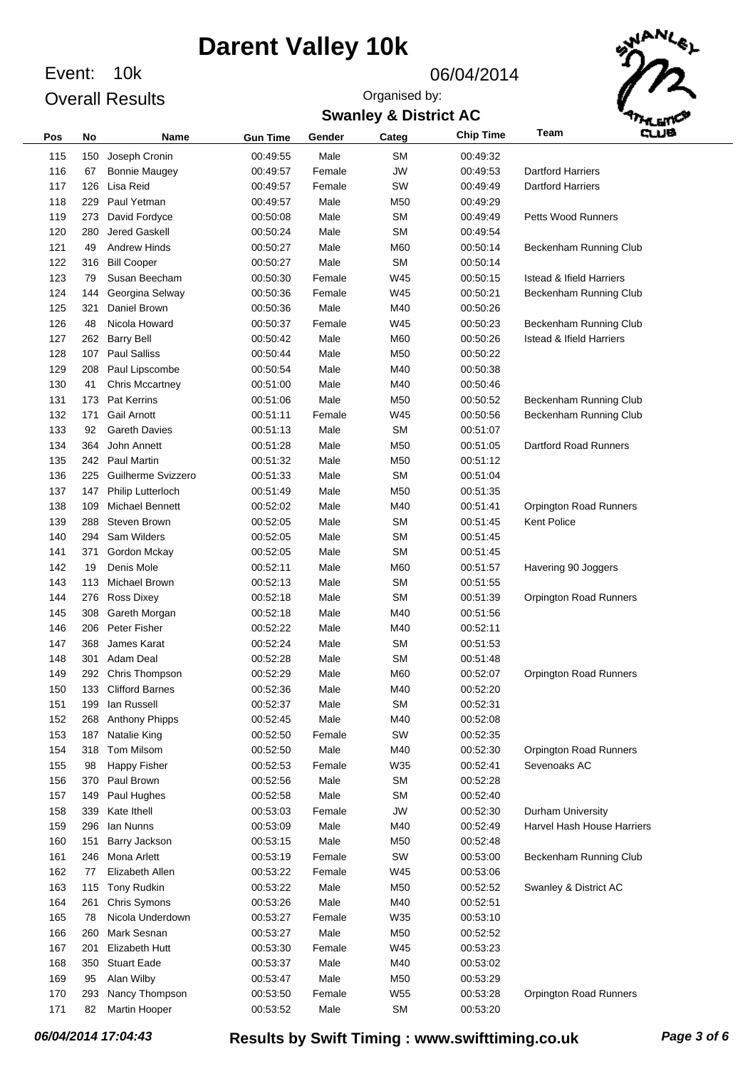# Darent Valley 10k

Event: 10k

Overall Results

06/04/2014

Organised by:

**Swanley & District AC**

| Pos | No | Name | Gun Time | Gender | Categ | Chip Time | Team |
|---|---|---|---|---|---|---|---|
| 115 | 150 | Joseph Cronin | 00:49:55 | Male | SM | 00:49:32 | |
| 116 | 67 | Bonnie Maugey | 00:49:57 | Female | JW | 00:49:53 | Dartford Harriers |
| 117 | 126 | Lisa Reid | 00:49:57 | Female | SW | 00:49:49 | Dartford Harriers |
| 118 | 229 | Paul Yetman | 00:49:57 | Male | M50 | 00:49:29 | |
| 119 | 273 | David Fordyce | 00:50:08 | Male | SM | 00:49:49 | Petts Wood Runners |
| 120 | 280 | Jered Gaskell | 00:50:24 | Male | SM | 00:49:54 | |
| 121 | 49 | Andrew Hinds | 00:50:27 | Male | M60 | 00:50:14 | Beckenham Running Club |
| 122 | 316 | Bill Cooper | 00:50:27 | Male | SM | 00:50:14 | |
| 123 | 79 | Susan Beecham | 00:50:30 | Female | W45 | 00:50:15 | Istead & Ifield Harriers |
| 124 | 144 | Georgina Selway | 00:50:36 | Female | W45 | 00:50:21 | Beckenham Running Club |
| 125 | 321 | Daniel Brown | 00:50:36 | Male | M40 | 00:50:26 | |
| 126 | 48 | Nicola Howard | 00:50:37 | Female | W45 | 00:50:23 | Beckenham Running Club |
| 127 | 262 | Barry Bell | 00:50:42 | Male | M60 | 00:50:26 | Istead & Ifield Harriers |
| 128 | 107 | Paul Salliss | 00:50:44 | Male | M50 | 00:50:22 | |
| 129 | 208 | Paul Lipscombe | 00:50:54 | Male | M40 | 00:50:38 | |
| 130 | 41 | Chris Mccartney | 00:51:00 | Male | M40 | 00:50:46 | |
| 131 | 173 | Pat Kerrins | 00:51:06 | Male | M50 | 00:50:52 | Beckenham Running Club |
| 132 | 171 | Gail Arnott | 00:51:11 | Female | W45 | 00:50:56 | Beckenham Running Club |
| 133 | 92 | Gareth Davies | 00:51:13 | Male | SM | 00:51:07 | |
| 134 | 364 | John Annett | 00:51:28 | Male | M50 | 00:51:05 | Dartford Road Runners |
| 135 | 242 | Paul Martin | 00:51:32 | Male | M50 | 00:51:12 | |
| 136 | 225 | Guilherme Svizzero | 00:51:33 | Male | SM | 00:51:04 | |
| 137 | 147 | Philip Lutterloch | 00:51:49 | Male | M50 | 00:51:35 | |
| 138 | 109 | Michael Bennett | 00:52:02 | Male | M40 | 00:51:41 | Orpington Road Runners |
| 139 | 288 | Steven Brown | 00:52:05 | Male | SM | 00:51:45 | Kent Police |
| 140 | 294 | Sam Wilders | 00:52:05 | Male | SM | 00:51:45 | |
| 141 | 371 | Gordon Mckay | 00:52:05 | Male | SM | 00:51:45 | |
| 142 | 19 | Denis Mole | 00:52:11 | Male | M60 | 00:51:57 | Havering 90 Joggers |
| 143 | 113 | Michael Brown | 00:52:13 | Male | SM | 00:51:55 | |
| 144 | 276 | Ross Dixey | 00:52:18 | Male | SM | 00:51:39 | Orpington Road Runners |
| 145 | 308 | Gareth Morgan | 00:52:18 | Male | M40 | 00:51:56 | |
| 146 | 206 | Peter Fisher | 00:52:22 | Male | M40 | 00:52:11 | |
| 147 | 368 | James Karat | 00:52:24 | Male | SM | 00:51:53 | |
| 148 | 301 | Adam Deal | 00:52:28 | Male | SM | 00:51:48 | |
| 149 | 292 | Chris Thompson | 00:52:29 | Male | M60 | 00:52:07 | Orpington Road Runners |
| 150 | 133 | Clifford Barnes | 00:52:36 | Male | M40 | 00:52:20 | |
| 151 | 199 | Ian Russell | 00:52:37 | Male | SM | 00:52:31 | |
| 152 | 268 | Anthony Phipps | 00:52:45 | Male | M40 | 00:52:08 | |
| 153 | 187 | Natalie King | 00:52:50 | Female | SW | 00:52:35 | |
| 154 | 318 | Tom Milsom | 00:52:50 | Male | M40 | 00:52:30 | Orpington Road Runners |
| 155 | 98 | Happy Fisher | 00:52:53 | Female | W35 | 00:52:41 | Sevenoaks AC |
| 156 | 370 | Paul Brown | 00:52:56 | Male | SM | 00:52:28 | |
| 157 | 149 | Paul Hughes | 00:52:58 | Male | SM | 00:52:40 | |
| 158 | 339 | Kate Ithell | 00:53:03 | Female | JW | 00:52:30 | Durham University |
| 159 | 296 | Ian Nunns | 00:53:09 | Male | M40 | 00:52:49 | Harvel Hash House Harriers |
| 160 | 151 | Barry Jackson | 00:53:15 | Male | M50 | 00:52:48 | |
| 161 | 246 | Mona Arlett | 00:53:19 | Female | SW | 00:53:00 | Beckenham Running Club |
| 162 | 77 | Elizabeth Allen | 00:53:22 | Female | W45 | 00:53:06 | |
| 163 | 115 | Tony Rudkin | 00:53:22 | Male | M50 | 00:52:52 | Swanley & District AC |
| 164 | 261 | Chris Symons | 00:53:26 | Male | M40 | 00:52:51 | |
| 165 | 78 | Nicola Underdown | 00:53:27 | Female | W35 | 00:53:10 | |
| 166 | 260 | Mark Sesnan | 00:53:27 | Male | M50 | 00:52:52 | |
| 167 | 201 | Elizabeth Hutt | 00:53:30 | Female | W45 | 00:53:23 | |
| 168 | 350 | Stuart Eade | 00:53:37 | Male | M40 | 00:53:02 | |
| 169 | 95 | Alan Wilby | 00:53:47 | Male | M50 | 00:53:29 | |
| 170 | 293 | Nancy Thompson | 00:53:50 | Female | W55 | 00:53:28 | Orpington Road Runners |
| 171 | 82 | Martin Hooper | 00:53:52 | Male | SM | 00:53:20 | |

*06/04/2014 17:04:43* **Results by Swift Timing : www.swifttiming.co.uk**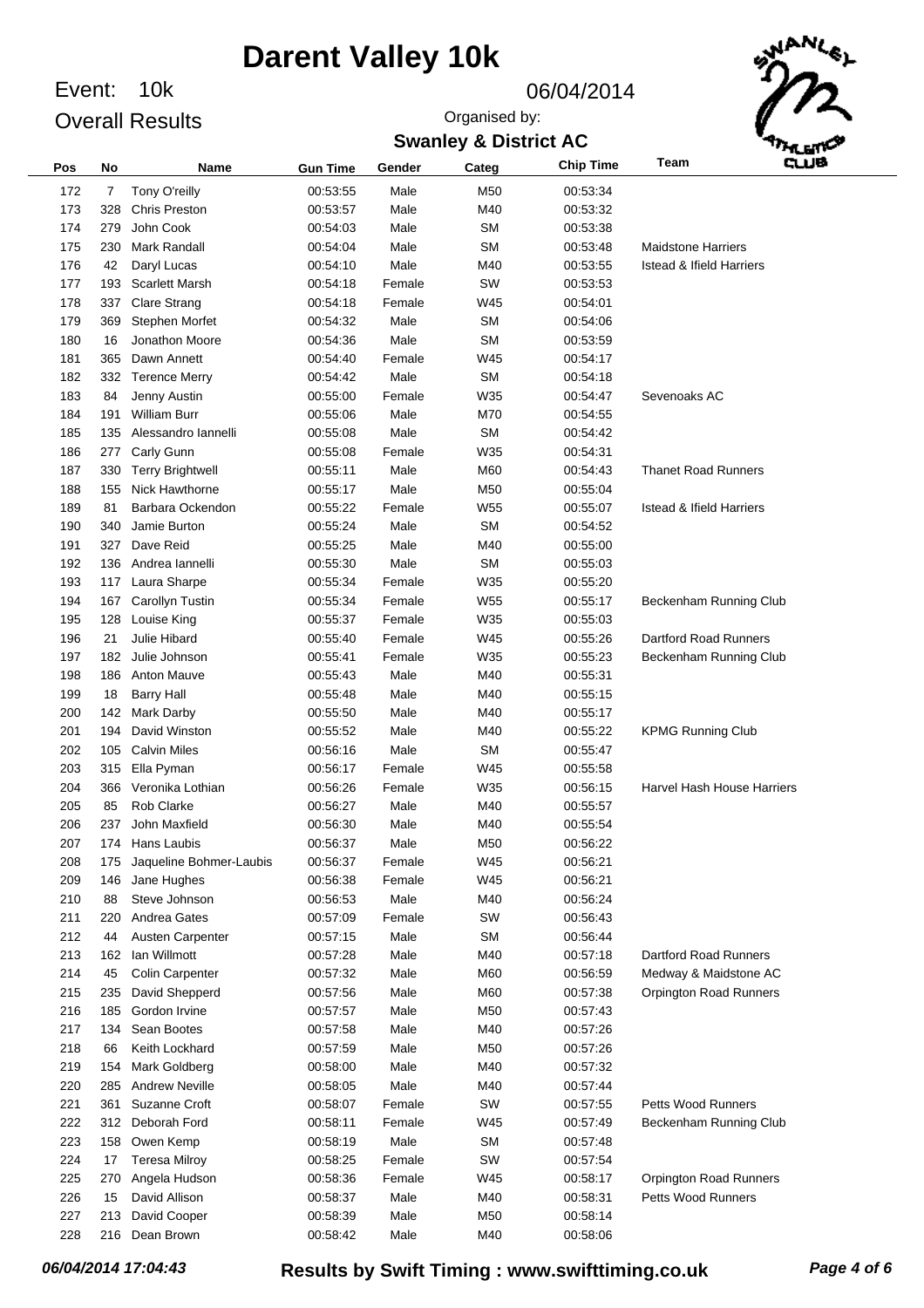# Darent Valley 10k

Event: 10k

Overall Results

06/04/2014

Organised by:

**Swanley & District AC**

| Pos | No | Name | Gun Time | Gender | Categ | Chip Time | Team |
|---|---|---|---|---|---|---|---|
| 172 | 7 | Tony O'reilly | 00:53:55 | Male | M50 | 00:53:34 | |
| 173 | 328 | Chris Preston | 00:53:57 | Male | M40 | 00:53:32 | |
| 174 | 279 | John Cook | 00:54:03 | Male | SM | 00:53:38 | |
| 175 | 230 | Mark Randall | 00:54:04 | Male | SM | 00:53:48 | Maidstone Harriers |
| 176 | 42 | Daryl Lucas | 00:54:10 | Male | M40 | 00:53:55 | Istead & Ifield Harriers |
| 177 | 193 | Scarlett Marsh | 00:54:18 | Female | SW | 00:53:53 | |
| 178 | 337 | Clare Strang | 00:54:18 | Female | W45 | 00:54:01 | |
| 179 | 369 | Stephen Morfet | 00:54:32 | Male | SM | 00:54:06 | |
| 180 | 16 | Jonathon Moore | 00:54:36 | Male | SM | 00:53:59 | |
| 181 | 365 | Dawn Annett | 00:54:40 | Female | W45 | 00:54:17 | |
| 182 | 332 | Terence Merry | 00:54:42 | Male | SM | 00:54:18 | |
| 183 | 84 | Jenny Austin | 00:55:00 | Female | W35 | 00:54:47 | Sevenoaks AC |
| 184 | 191 | William Burr | 00:55:06 | Male | M70 | 00:54:55 | |
| 185 | 135 | Alessandro Iannelli | 00:55:08 | Male | SM | 00:54:42 | |
| 186 | 277 | Carly Gunn | 00:55:08 | Female | W35 | 00:54:31 | |
| 187 | 330 | Terry Brightwell | 00:55:11 | Male | M60 | 00:54:43 | Thanet Road Runners |
| 188 | 155 | Nick Hawthorne | 00:55:17 | Male | M50 | 00:55:04 | |
| 189 | 81 | Barbara Ockendon | 00:55:22 | Female | W55 | 00:55:07 | Istead & Ifield Harriers |
| 190 | 340 | Jamie Burton | 00:55:24 | Male | SM | 00:54:52 | |
| 191 | 327 | Dave Reid | 00:55:25 | Male | M40 | 00:55:00 | |
| 192 | 136 | Andrea Iannelli | 00:55:30 | Male | SM | 00:55:03 | |
| 193 | 117 | Laura Sharpe | 00:55:34 | Female | W35 | 00:55:20 | |
| 194 | 167 | Carollyn Tustin | 00:55:34 | Female | W55 | 00:55:17 | Beckenham Running Club |
| 195 | 128 | Louise King | 00:55:37 | Female | W35 | 00:55:03 | |
| 196 | 21 | Julie Hibard | 00:55:40 | Female | W45 | 00:55:26 | Dartford Road Runners |
| 197 | 182 | Julie Johnson | 00:55:41 | Female | W35 | 00:55:23 | Beckenham Running Club |
| 198 | 186 | Anton Mauve | 00:55:43 | Male | M40 | 00:55:31 | |
| 199 | 18 | Barry Hall | 00:55:48 | Male | M40 | 00:55:15 | |
| 200 | 142 | Mark Darby | 00:55:50 | Male | M40 | 00:55:17 | |
| 201 | 194 | David Winston | 00:55:52 | Male | M40 | 00:55:22 | KPMG Running Club |
| 202 | 105 | Calvin Miles | 00:56:16 | Male | SM | 00:55:47 | |
| 203 | 315 | Ella Pyman | 00:56:17 | Female | W45 | 00:55:58 | |
| 204 | 366 | Veronika Lothian | 00:56:26 | Female | W35 | 00:56:15 | Harvel Hash House Harriers |
| 205 | 85 | Rob Clarke | 00:56:27 | Male | M40 | 00:55:57 | |
| 206 | 237 | John Maxfield | 00:56:30 | Male | M40 | 00:55:54 | |
| 207 | 174 | Hans Laubis | 00:56:37 | Male | M50 | 00:56:22 | |
| 208 | 175 | Jaqueline Bohmer-Laubis | 00:56:37 | Female | W45 | 00:56:21 | |
| 209 | 146 | Jane Hughes | 00:56:38 | Female | W45 | 00:56:21 | |
| 210 | 88 | Steve Johnson | 00:56:53 | Male | M40 | 00:56:24 | |
| 211 | 220 | Andrea Gates | 00:57:09 | Female | SW | 00:56:43 | |
| 212 | 44 | Austen Carpenter | 00:57:15 | Male | SM | 00:56:44 | |
| 213 | 162 | Ian Willmott | 00:57:28 | Male | M40 | 00:57:18 | Dartford Road Runners |
| 214 | 45 | Colin Carpenter | 00:57:32 | Male | M60 | 00:56:59 | Medway & Maidstone AC |
| 215 | 235 | David Shepperd | 00:57:56 | Male | M60 | 00:57:38 | Orpington Road Runners |
| 216 | 185 | Gordon Irvine | 00:57:57 | Male | M50 | 00:57:43 | |
| 217 | 134 | Sean Bootes | 00:57:58 | Male | M40 | 00:57:26 | |
| 218 | 66 | Keith Lockhard | 00:57:59 | Male | M50 | 00:57:26 | |
| 219 | 154 | Mark Goldberg | 00:58:00 | Male | M40 | 00:57:32 | |
| 220 | 285 | Andrew Neville | 00:58:05 | Male | M40 | 00:57:44 | |
| 221 | 361 | Suzanne Croft | 00:58:07 | Female | SW | 00:57:55 | Petts Wood Runners |
| 222 | 312 | Deborah Ford | 00:58:11 | Female | W45 | 00:57:49 | Beckenham Running Club |
| 223 | 158 | Owen Kemp | 00:58:19 | Male | SM | 00:57:48 | |
| 224 | 17 | Teresa Milroy | 00:58:25 | Female | SW | 00:57:54 | |
| 225 | 270 | Angela Hudson | 00:58:36 | Female | W45 | 00:58:17 | Orpington Road Runners |
| 226 | 15 | David Allison | 00:58:37 | Male | M40 | 00:58:31 | Petts Wood Runners |
| 227 | 213 | David Cooper | 00:58:39 | Male | M50 | 00:58:14 | |
| 228 | 216 | Dean Brown | 00:58:42 | Male | M40 | 00:58:06 | |

*06/04/2014 17:04:43* **Results by Swift Timing : www.swifttiming.co.uk**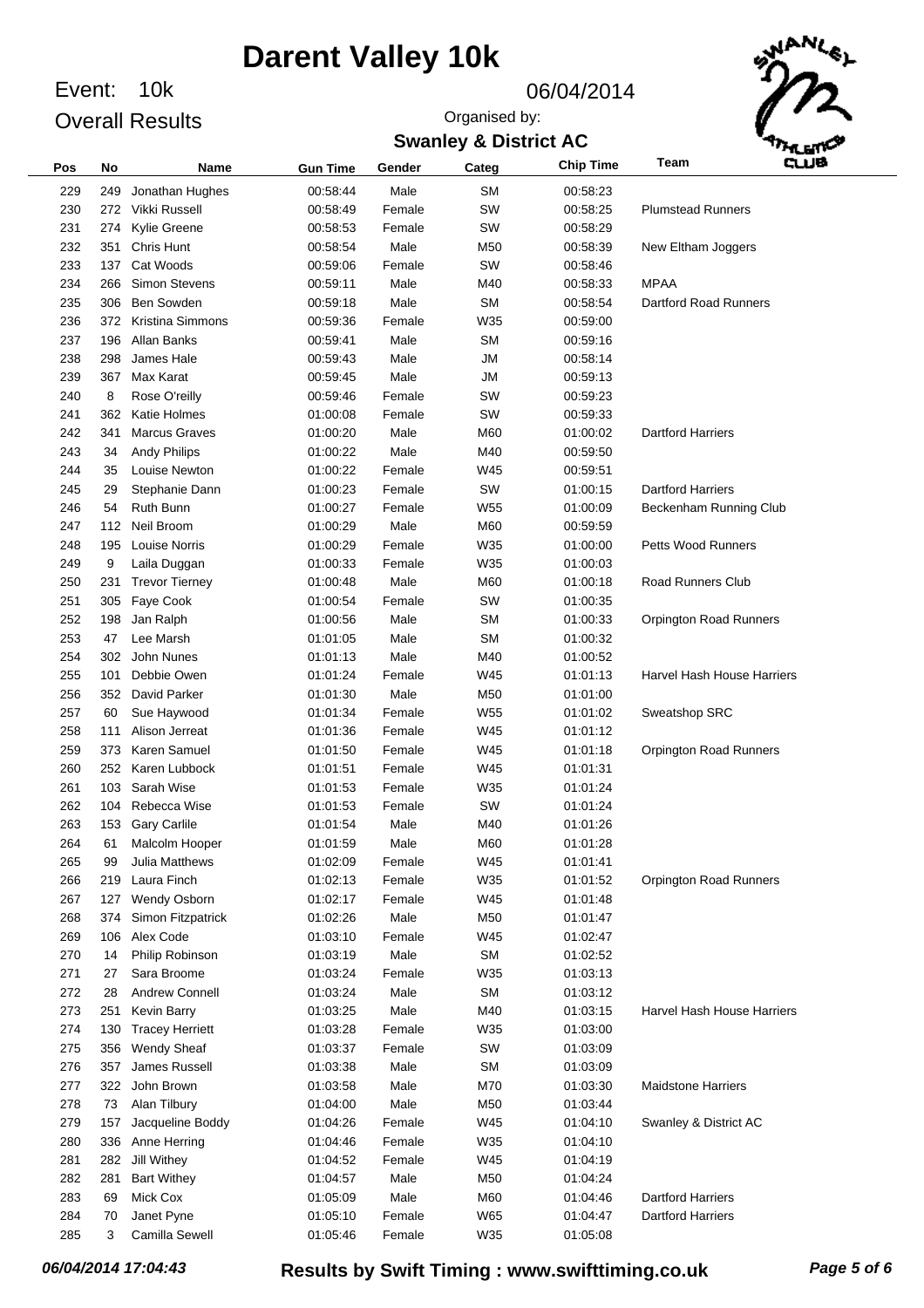# Darent Valley 10k

Event: 10k

Overall Results

06/04/2014

Organised by:

**Swanley & District AC**

| Pos | No | Name | Gun Time | Gender | Categ | Chip Time | Team |
|---|---|---|---|---|---|---|---|
| 229 | 249 | Jonathan Hughes | 00:58:44 | Male | SM | 00:58:23 | |
| 230 | 272 | Vikki Russell | 00:58:49 | Female | SW | 00:58:25 | Plumstead Runners |
| 231 | 274 | Kylie Greene | 00:58:53 | Female | SW | 00:58:29 | |
| 232 | 351 | Chris Hunt | 00:58:54 | Male | M50 | 00:58:39 | New Eltham Joggers |
| 233 | 137 | Cat Woods | 00:59:06 | Female | SW | 00:58:46 | |
| 234 | 266 | Simon Stevens | 00:59:11 | Male | M40 | 00:58:33 | MPAA |
| 235 | 306 | Ben Sowden | 00:59:18 | Male | SM | 00:58:54 | Dartford Road Runners |
| 236 | 372 | Kristina Simmons | 00:59:36 | Female | W35 | 00:59:00 | |
| 237 | 196 | Allan Banks | 00:59:41 | Male | SM | 00:59:16 | |
| 238 | 298 | James Hale | 00:59:43 | Male | JM | 00:58:14 | |
| 239 | 367 | Max Karat | 00:59:45 | Male | JM | 00:59:13 | |
| 240 | 8 | Rose O'reilly | 00:59:46 | Female | SW | 00:59:23 | |
| 241 | 362 | Katie Holmes | 01:00:08 | Female | SW | 00:59:33 | |
| 242 | 341 | Marcus Graves | 01:00:20 | Male | M60 | 01:00:02 | Dartford Harriers |
| 243 | 34 | Andy Philips | 01:00:22 | Male | M40 | 00:59:50 | |
| 244 | 35 | Louise Newton | 01:00:22 | Female | W45 | 00:59:51 | |
| 245 | 29 | Stephanie Dann | 01:00:23 | Female | SW | 01:00:15 | Dartford Harriers |
| 246 | 54 | Ruth Bunn | 01:00:27 | Female | W55 | 01:00:09 | Beckenham Running Club |
| 247 | 112 | Neil Broom | 01:00:29 | Male | M60 | 00:59:59 | |
| 248 | 195 | Louise Norris | 01:00:29 | Female | W35 | 01:00:00 | Petts Wood Runners |
| 249 | 9 | Laila Duggan | 01:00:33 | Female | W35 | 01:00:03 | |
| 250 | 231 | Trevor Tierney | 01:00:48 | Male | M60 | 01:00:18 | Road Runners Club |
| 251 | 305 | Faye Cook | 01:00:54 | Female | SW | 01:00:35 | |
| 252 | 198 | Jan Ralph | 01:00:56 | Male | SM | 01:00:33 | Orpington Road Runners |
| 253 | 47 | Lee Marsh | 01:01:05 | Male | SM | 01:00:32 | |
| 254 | 302 | John Nunes | 01:01:13 | Male | M40 | 01:00:52 | |
| 255 | 101 | Debbie Owen | 01:01:24 | Female | W45 | 01:01:13 | Harvel Hash House Harriers |
| 256 | 352 | David Parker | 01:01:30 | Male | M50 | 01:01:00 | |
| 257 | 60 | Sue Haywood | 01:01:34 | Female | W55 | 01:01:02 | Sweatshop SRC |
| 258 | 111 | Alison Jerreat | 01:01:36 | Female | W45 | 01:01:12 | |
| 259 | 373 | Karen Samuel | 01:01:50 | Female | W45 | 01:01:18 | Orpington Road Runners |
| 260 | 252 | Karen Lubbock | 01:01:51 | Female | W45 | 01:01:31 | |
| 261 | 103 | Sarah Wise | 01:01:53 | Female | W35 | 01:01:24 | |
| 262 | 104 | Rebecca Wise | 01:01:53 | Female | SW | 01:01:24 | |
| 263 | 153 | Gary Carlile | 01:01:54 | Male | M40 | 01:01:26 | |
| 264 | 61 | Malcolm Hooper | 01:01:59 | Male | M60 | 01:01:28 | |
| 265 | 99 | Julia Matthews | 01:02:09 | Female | W45 | 01:01:41 | |
| 266 | 219 | Laura Finch | 01:02:13 | Female | W35 | 01:01:52 | Orpington Road Runners |
| 267 | 127 | Wendy Osborn | 01:02:17 | Female | W45 | 01:01:48 | |
| 268 | 374 | Simon Fitzpatrick | 01:02:26 | Male | M50 | 01:01:47 | |
| 269 | 106 | Alex Code | 01:03:10 | Female | W45 | 01:02:47 | |
| 270 | 14 | Philip Robinson | 01:03:19 | Male | SM | 01:02:52 | |
| 271 | 27 | Sara Broome | 01:03:24 | Female | W35 | 01:03:13 | |
| 272 | 28 | Andrew Connell | 01:03:24 | Male | SM | 01:03:12 | |
| 273 | 251 | Kevin Barry | 01:03:25 | Male | M40 | 01:03:15 | Harvel Hash House Harriers |
| 274 | 130 | Tracey Herriett | 01:03:28 | Female | W35 | 01:03:00 | |
| 275 | 356 | Wendy Sheaf | 01:03:37 | Female | SW | 01:03:09 | |
| 276 | 357 | James Russell | 01:03:38 | Male | SM | 01:03:09 | |
| 277 | 322 | John Brown | 01:03:58 | Male | M70 | 01:03:30 | Maidstone Harriers |
| 278 | 73 | Alan Tilbury | 01:04:00 | Male | M50 | 01:03:44 | |
| 279 | 157 | Jacqueline Boddy | 01:04:26 | Female | W45 | 01:04:10 | Swanley & District AC |
| 280 | 336 | Anne Herring | 01:04:46 | Female | W35 | 01:04:10 | |
| 281 | 282 | Jill Withey | 01:04:52 | Female | W45 | 01:04:19 | |
| 282 | 281 | Bart Withey | 01:04:57 | Male | M50 | 01:04:24 | |
| 283 | 69 | Mick Cox | 01:05:09 | Male | M60 | 01:04:46 | Dartford Harriers |
| 284 | 70 | Janet Pyne | 01:05:10 | Female | W65 | 01:04:47 | Dartford Harriers |
| 285 | 3 | Camilla Sewell | 01:05:46 | Female | W35 | 01:05:08 | |

*06/04/2014 17:04:43* **Results by Swift Timing : www.swifttiming.co.uk**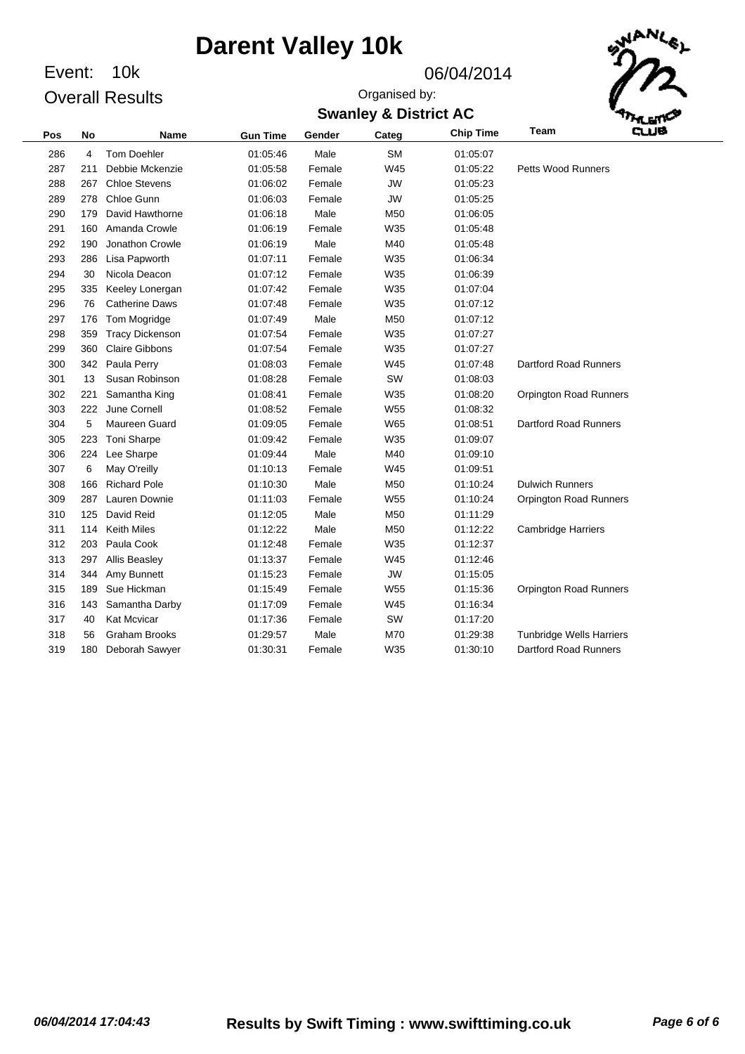# Darent Valley 10k

Event: 10k

Overall Results

06/04/2014

Organised by:

**Swanley & District AC**

| Pos | No | Name | Gun Time | Gender | Categ | Chip Time | Team |
|---|---|---|---|---|---|---|---|
| 286 | 4 | Tom Doehler | 01:05:46 | Male | SM | 01:05:07 | |
| 287 | 211 | Debbie Mckenzie | 01:05:58 | Female | W45 | 01:05:22 | Petts Wood Runners |
| 288 | 267 | Chloe Stevens | 01:06:02 | Female | JW | 01:05:23 | |
| 289 | 278 | Chloe Gunn | 01:06:03 | Female | JW | 01:05:25 | |
| 290 | 179 | David Hawthorne | 01:06:18 | Male | M50 | 01:06:05 | |
| 291 | 160 | Amanda Crowle | 01:06:19 | Female | W35 | 01:05:48 | |
| 292 | 190 | Jonathon Crowle | 01:06:19 | Male | M40 | 01:05:48 | |
| 293 | 286 | Lisa Papworth | 01:07:11 | Female | W35 | 01:06:34 | |
| 294 | 30 | Nicola Deacon | 01:07:12 | Female | W35 | 01:06:39 | |
| 295 | 335 | Keeley Lonergan | 01:07:42 | Female | W35 | 01:07:04 | |
| 296 | 76 | Catherine Daws | 01:07:48 | Female | W35 | 01:07:12 | |
| 297 | 176 | Tom Mogridge | 01:07:49 | Male | M50 | 01:07:12 | |
| 298 | 359 | Tracy Dickenson | 01:07:54 | Female | W35 | 01:07:27 | |
| 299 | 360 | Claire Gibbons | 01:07:54 | Female | W35 | 01:07:27 | |
| 300 | 342 | Paula Perry | 01:08:03 | Female | W45 | 01:07:48 | Dartford Road Runners |
| 301 | 13 | Susan Robinson | 01:08:28 | Female | SW | 01:08:03 | |
| 302 | 221 | Samantha King | 01:08:41 | Female | W35 | 01:08:20 | Orpington Road Runners |
| 303 | 222 | June Cornell | 01:08:52 | Female | W55 | 01:08:32 | |
| 304 | 5 | Maureen Guard | 01:09:05 | Female | W65 | 01:08:51 | Dartford Road Runners |
| 305 | 223 | Toni Sharpe | 01:09:42 | Female | W35 | 01:09:07 | |
| 306 | 224 | Lee Sharpe | 01:09:44 | Male | M40 | 01:09:10 | |
| 307 | 6 | May O'reilly | 01:10:13 | Female | W45 | 01:09:51 | |
| 308 | 166 | Richard Pole | 01:10:30 | Male | M50 | 01:10:24 | Dulwich Runners |
| 309 | 287 | Lauren Downie | 01:11:03 | Female | W55 | 01:10:24 | Orpington Road Runners |
| 310 | 125 | David Reid | 01:12:05 | Male | M50 | 01:11:29 | |
| 311 | 114 | Keith Miles | 01:12:22 | Male | M50 | 01:12:22 | Cambridge Harriers |
| 312 | 203 | Paula Cook | 01:12:48 | Female | W35 | 01:12:37 | |
| 313 | 297 | Allis Beasley | 01:13:37 | Female | W45 | 01:12:46 | |
| 314 | 344 | Amy Bunnett | 01:15:23 | Female | JW | 01:15:05 | |
| 315 | 189 | Sue Hickman | 01:15:49 | Female | W55 | 01:15:36 | Orpington Road Runners |
| 316 | 143 | Samantha Darby | 01:17:09 | Female | W45 | 01:16:34 | |
| 317 | 40 | Kat Mcvicar | 01:17:36 | Female | SW | 01:17:20 | |
| 318 | 56 | Graham Brooks | 01:29:57 | Male | M70 | 01:29:38 | Tunbridge Wells Harriers |
| 319 | 180 | Deborah Sawyer | 01:30:31 | Female | W35 | 01:30:10 | Dartford Road Runners |

06/04/2014 17:04:43 **Results by Swift Timing : www.swifttiming.co.uk**